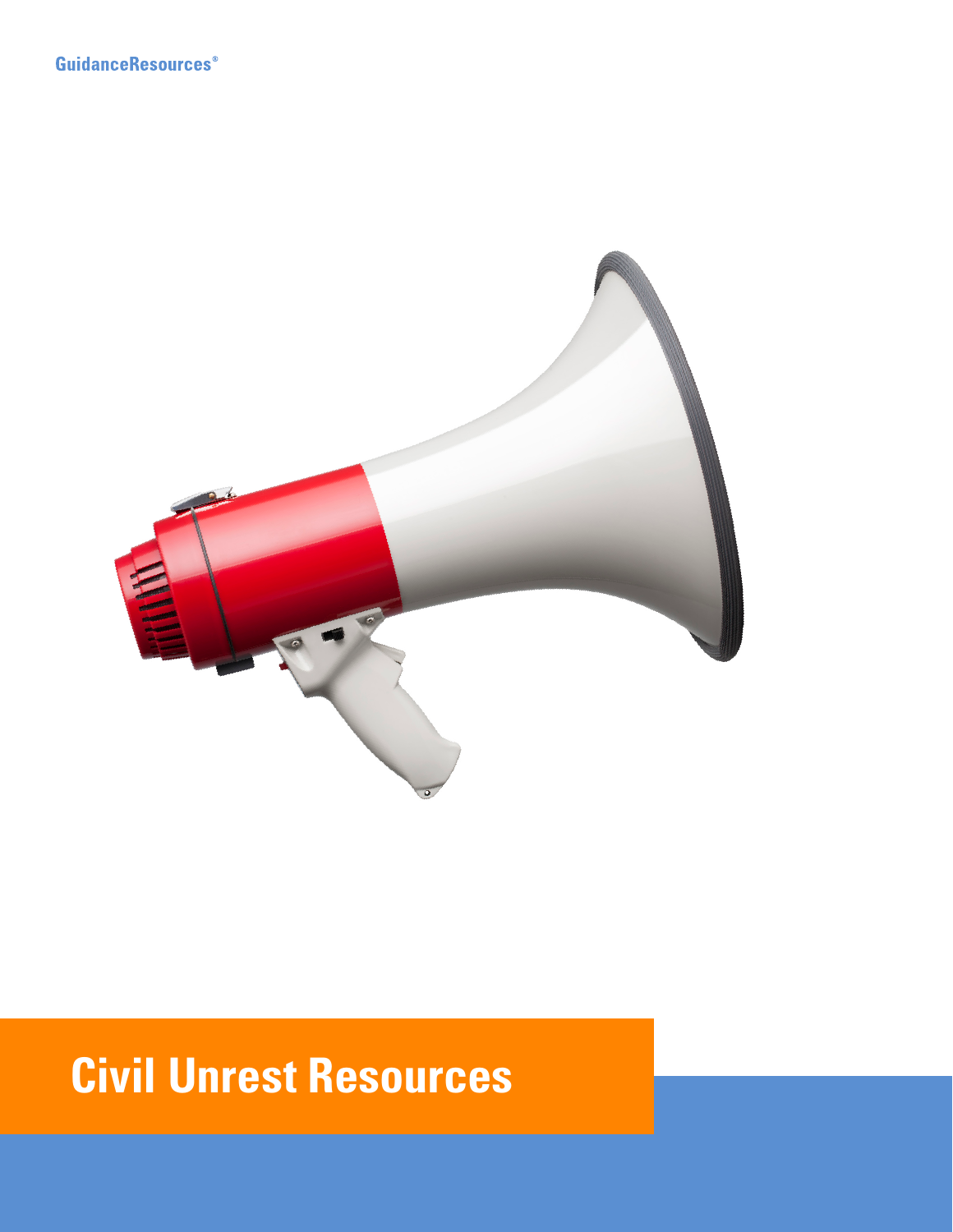GuidanceResources®

# Civil Unrest Resources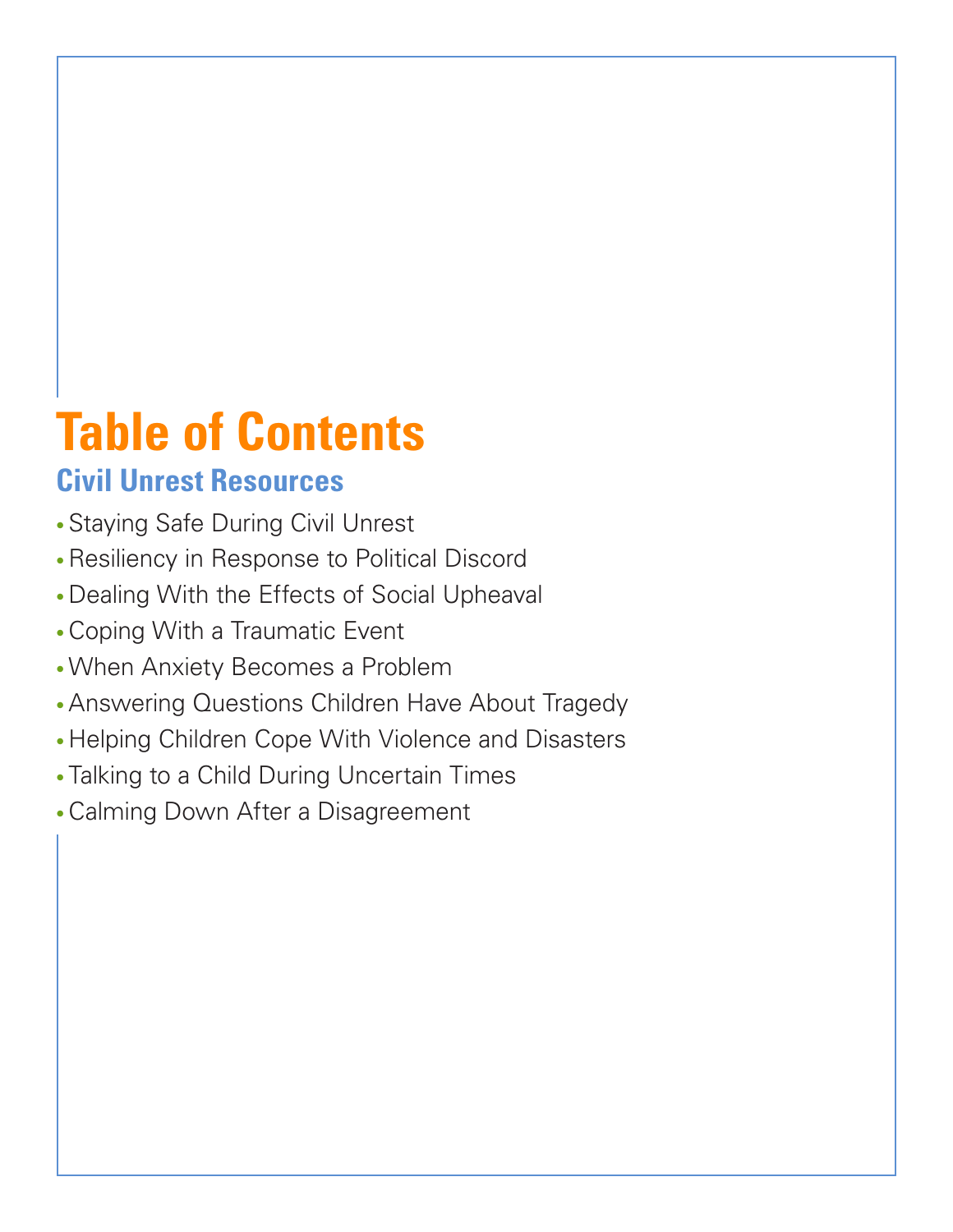# Table of Contents

## Civil Unrest Resources

- Staying Safe During Civil Unrest
- Resiliency in Response to Political Discord
- Dealing With the Effects of Social Upheaval
- Coping With a Traumatic Event
- When Anxiety Becomes a Problem
- Answering Questions Children Have About Tragedy
- Helping Children Cope With Violence and Disasters
- Talking to a Child During Uncertain Times
- Calming Down After a Disagreement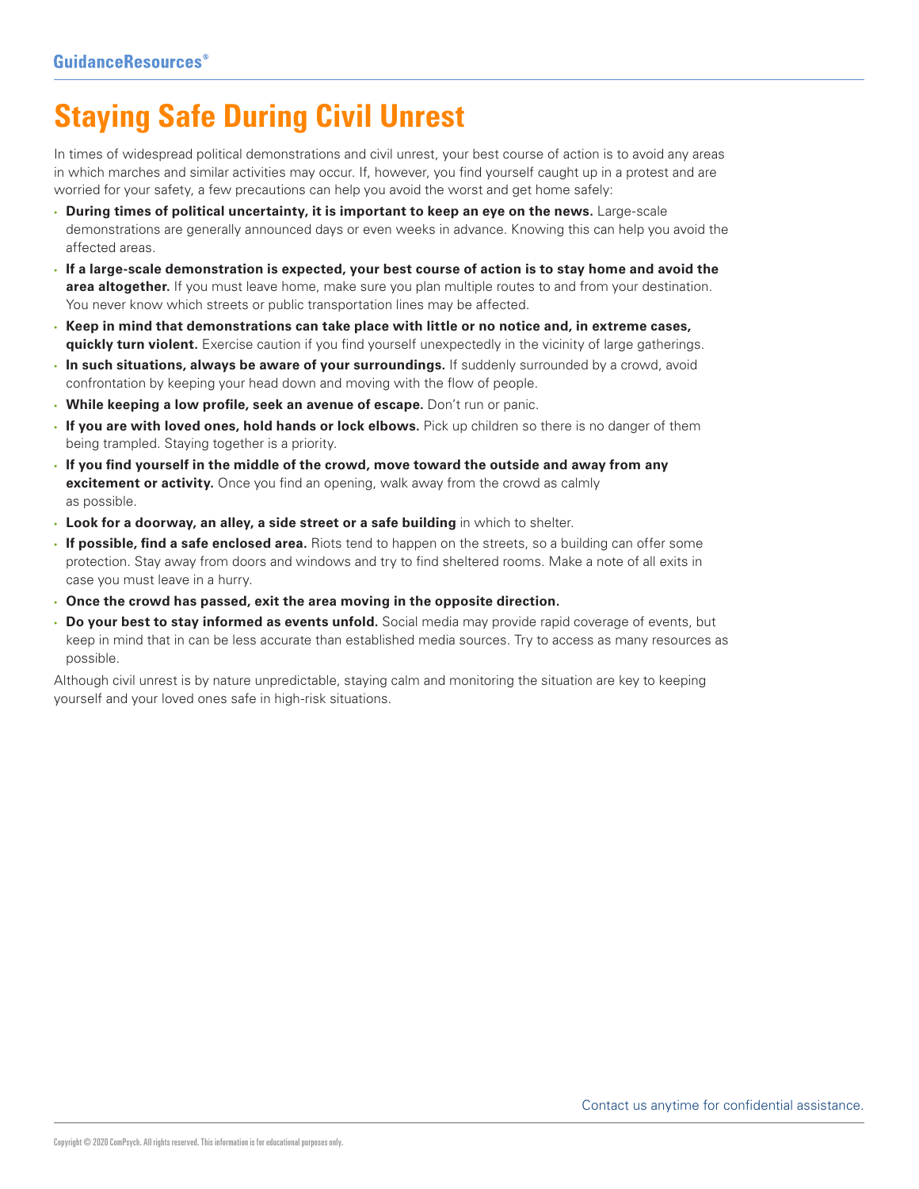# Staying Safe During Civil Unrest

In times of widespread political demonstrations and civil unrest, your best course of action is to avoid any areas in which marches and similar activities may occur. If, however, you find yourself caught up in a protest and are worried for your safety, a few precautions can help you avoid the worst and get home safely:

- **During times of political uncertainty, it is important to keep an eye on the news.** Large-scale demonstrations are generally announced days or even weeks in advance. Knowing this can help you avoid the affected areas.
- **If a large-scale demonstration is expected, your best course of action is to stay home and avoid the area altogether.** If you must leave home, make sure you plan multiple routes to and from your destination. You never know which streets or public transportation lines may be affected.
- **Keep in mind that demonstrations can take place with little or no notice and, in extreme cases, quickly turn violent.** Exercise caution if you find yourself unexpectedly in the vicinity of large gatherings.
- **In such situations, always be aware of your surroundings.** If suddenly surrounded by a crowd, avoid confrontation by keeping your head down and moving with the flow of people.
- **While keeping a low profile, seek an avenue of escape.** Don't run or panic.
- **If you are with loved ones, hold hands or lock elbows.** Pick up children so there is no danger of them being trampled. Staying together is a priority.
- **If you find yourself in the middle of the crowd, move toward the outside and away from any excitement or activity.** Once you find an opening, walk away from the crowd as calmly as possible.
- **Look for a doorway, an alley, a side street or a safe building** in which to shelter.
- **If possible, find a safe enclosed area.** Riots tend to happen on the streets, so a building can offer some protection. Stay away from doors and windows and try to find sheltered rooms. Make a note of all exits in case you must leave in a hurry.
- **Once the crowd has passed, exit the area moving in the opposite direction.**
- **Do your best to stay informed as events unfold.** Social media may provide rapid coverage of events, but keep in mind that in can be less accurate than established media sources. Try to access as many resources as possible.

Although civil unrest is by nature unpredictable, staying calm and monitoring the situation are key to keeping yourself and your loved ones safe in high-risk situations.

Contact us anytime for confidential assistance.

Copyright © 2020 ComPsych. All rights reserved. This information is for educational purposes only.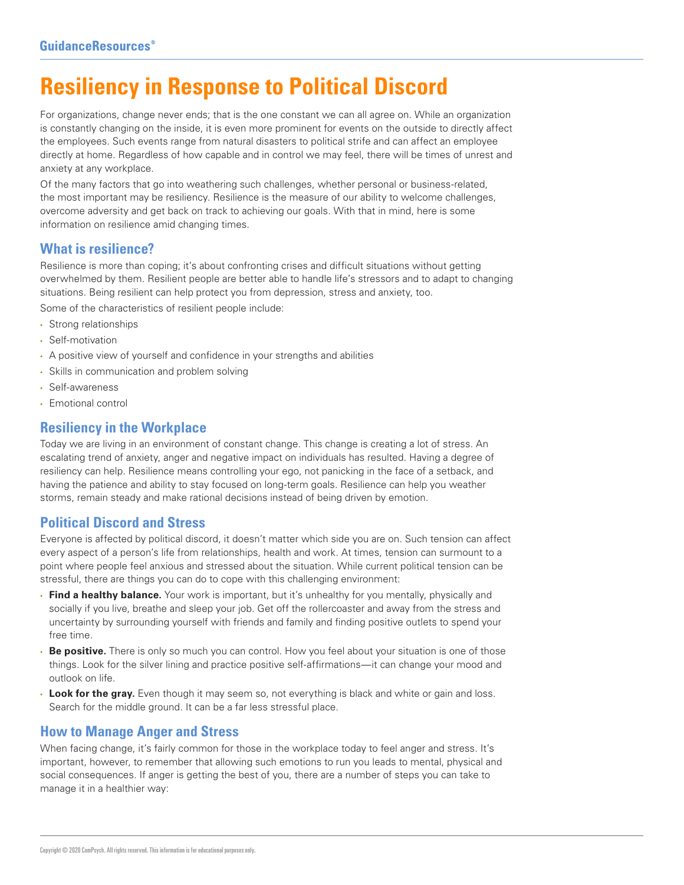# Resiliency in Response to Political Discord

For organizations, change never ends; that is the one constant we can all agree on. While an organization is constantly changing on the inside, it is even more prominent for events on the outside to directly affect the employees. Such events range from natural disasters to political strife and can affect an employee directly at home. Regardless of how capable and in control we may feel, there will be times of unrest and anxiety at any workplace.

Of the many factors that go into weathering such challenges, whether personal or business-related, the most important may be resiliency. Resilience is the measure of our ability to welcome challenges, overcome adversity and get back on track to achieving our goals. With that in mind, here is some information on resilience amid changing times.

## What is resilience?

Resilience is more than coping; it's about confronting crises and difficult situations without getting overwhelmed by them. Resilient people are better able to handle life's stressors and to adapt to changing situations. Being resilient can help protect you from depression, stress and anxiety, too.

Some of the characteristics of resilient people include:

- Strong relationships
- Self-motivation
- A positive view of yourself and confidence in your strengths and abilities
- Skills in communication and problem solving
- Self-awareness
- Emotional control

## Resiliency in the Workplace

Today we are living in an environment of constant change. This change is creating a lot of stress. An escalating trend of anxiety, anger and negative impact on individuals has resulted. Having a degree of resiliency can help. Resilience means controlling your ego, not panicking in the face of a setback, and having the patience and ability to stay focused on long-term goals. Resilience can help you weather storms, remain steady and make rational decisions instead of being driven by emotion.

## Political Discord and Stress

Everyone is affected by political discord, it doesn't matter which side you are on. Such tension can affect every aspect of a person's life from relationships, health and work. At times, tension can surmount to a point where people feel anxious and stressed about the situation. While current political tension can be stressful, there are things you can do to cope with this challenging environment:

- **Find a healthy balance.** Your work is important, but it's unhealthy for you mentally, physically and socially if you live, breathe and sleep your job. Get off the rollercoaster and away from the stress and uncertainty by surrounding yourself with friends and family and finding positive outlets to spend your free time.
- **Be positive.** There is only so much you can control. How you feel about your situation is one of those things. Look for the silver lining and practice positive self-affirmations—it can change your mood and outlook on life.
- **Look for the gray.** Even though it may seem so, not everything is black and white or gain and loss. Search for the middle ground. It can be a far less stressful place.

## How to Manage Anger and Stress

When facing change, it's fairly common for those in the workplace today to feel anger and stress. It's important, however, to remember that allowing such emotions to run you leads to mental, physical and social consequences. If anger is getting the best of you, there are a number of steps you can take to manage it in a healthier way: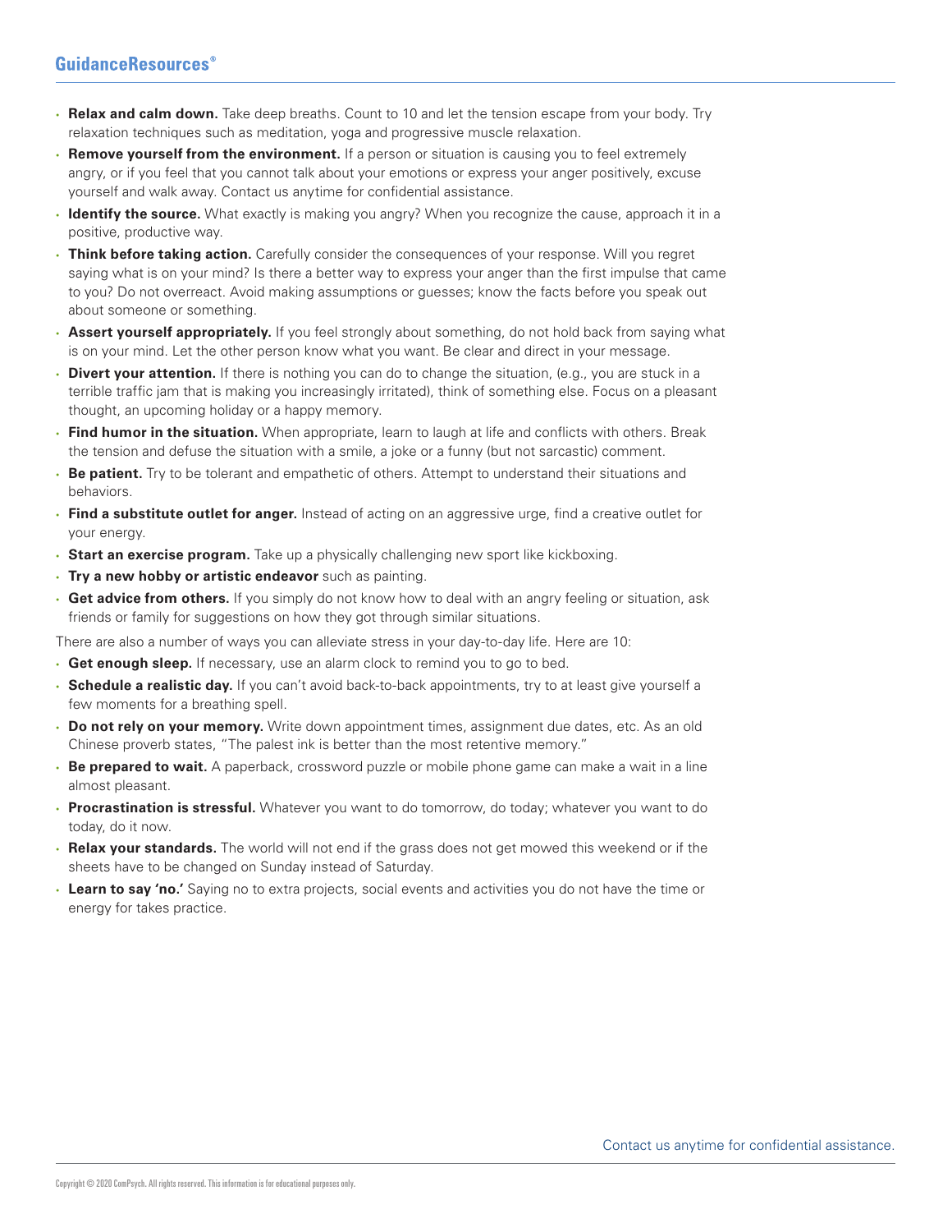- **Relax and calm down.** Take deep breaths. Count to 10 and let the tension escape from your body. Try relaxation techniques such as meditation, yoga and progressive muscle relaxation.
- **Remove yourself from the environment.** If a person or situation is causing you to feel extremely angry, or if you feel that you cannot talk about your emotions or express your anger positively, excuse yourself and walk away. Contact us anytime for confidential assistance.
- **Identify the source.** What exactly is making you angry? When you recognize the cause, approach it in a positive, productive way.
- **Think before taking action.** Carefully consider the consequences of your response. Will you regret saying what is on your mind? Is there a better way to express your anger than the first impulse that came to you? Do not overreact. Avoid making assumptions or guesses; know the facts before you speak out about someone or something.
- **Assert yourself appropriately.** If you feel strongly about something, do not hold back from saying what is on your mind. Let the other person know what you want. Be clear and direct in your message.
- **Divert your attention.** If there is nothing you can do to change the situation, (e.g., you are stuck in a terrible traffic jam that is making you increasingly irritated), think of something else. Focus on a pleasant thought, an upcoming holiday or a happy memory.
- **Find humor in the situation.** When appropriate, learn to laugh at life and conflicts with others. Break the tension and defuse the situation with a smile, a joke or a funny (but not sarcastic) comment.
- **Be patient.** Try to be tolerant and empathetic of others. Attempt to understand their situations and behaviors.
- **Find a substitute outlet for anger.** Instead of acting on an aggressive urge, find a creative outlet for your energy.
- **Start an exercise program.** Take up a physically challenging new sport like kickboxing.
- **Try a new hobby or artistic endeavor** such as painting.
- **Get advice from others.** If you simply do not know how to deal with an angry feeling or situation, ask friends or family for suggestions on how they got through similar situations.

There are also a number of ways you can alleviate stress in your day-to-day life. Here are 10:

- **Get enough sleep.** If necessary, use an alarm clock to remind you to go to bed.
- **Schedule a realistic day.** If you can't avoid back-to-back appointments, try to at least give yourself a few moments for a breathing spell.
- **Do not rely on your memory.** Write down appointment times, assignment due dates, etc. As an old Chinese proverb states, "The palest ink is better than the most retentive memory."
- **Be prepared to wait.** A paperback, crossword puzzle or mobile phone game can make a wait in a line almost pleasant.
- **Procrastination is stressful.** Whatever you want to do tomorrow, do today; whatever you want to do today, do it now.
- **Relax your standards.** The world will not end if the grass does not get mowed this weekend or if the sheets have to be changed on Sunday instead of Saturday.
- **Learn to say 'no.'** Saying no to extra projects, social events and activities you do not have the time or energy for takes practice.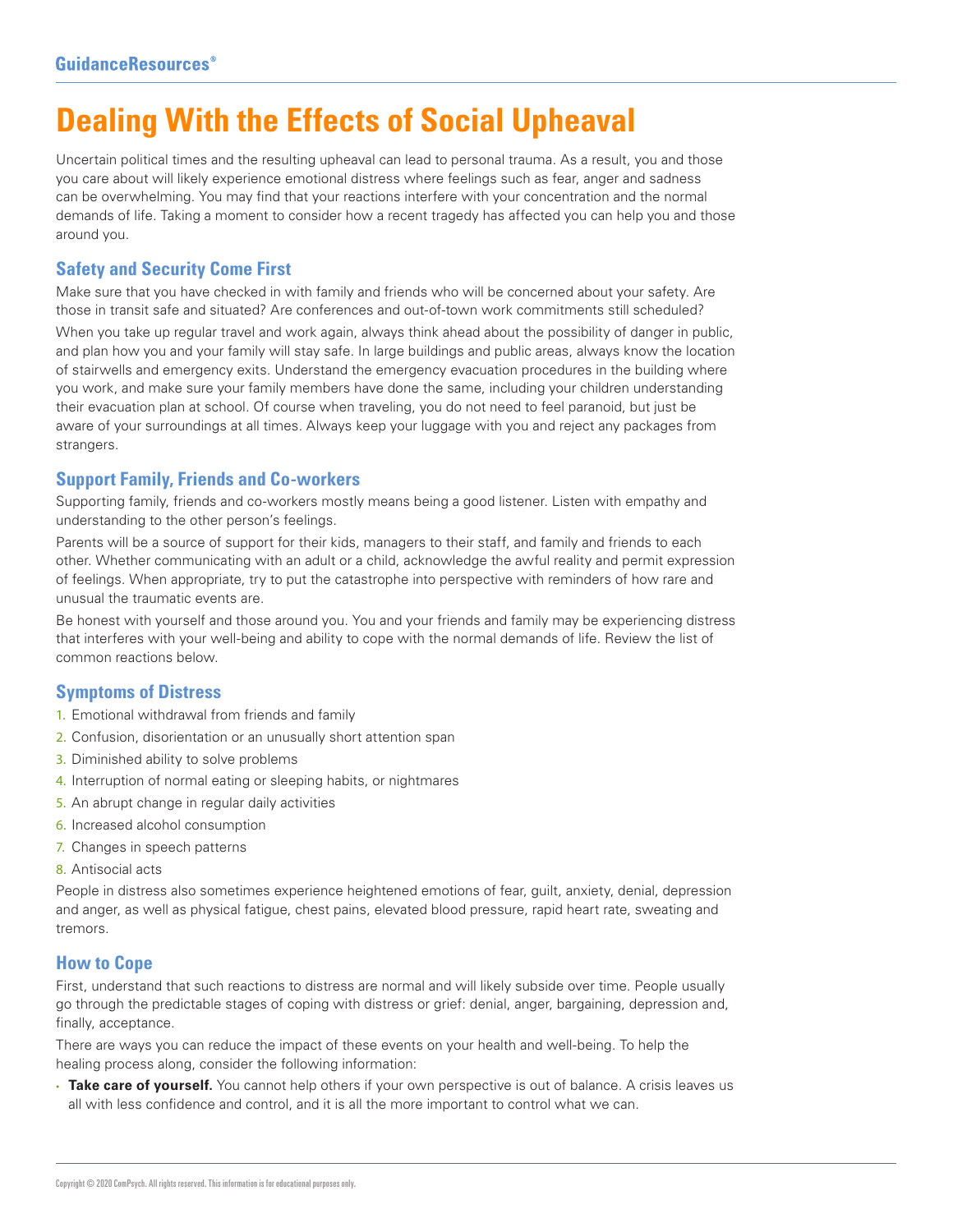# Dealing With the Effects of Social Upheaval

Uncertain political times and the resulting upheaval can lead to personal trauma. As a result, you and those you care about will likely experience emotional distress where feelings such as fear, anger and sadness can be overwhelming. You may find that your reactions interfere with your concentration and the normal demands of life. Taking a moment to consider how a recent tragedy has affected you can help you and those around you.

## Safety and Security Come First

Make sure that you have checked in with family and friends who will be concerned about your safety. Are those in transit safe and situated? Are conferences and out-of-town work commitments still scheduled?

When you take up regular travel and work again, always think ahead about the possibility of danger in public, and plan how you and your family will stay safe. In large buildings and public areas, always know the location of stairwells and emergency exits. Understand the emergency evacuation procedures in the building where you work, and make sure your family members have done the same, including your children understanding their evacuation plan at school. Of course when traveling, you do not need to feel paranoid, but just be aware of your surroundings at all times. Always keep your luggage with you and reject any packages from strangers.

## Support Family, Friends and Co-workers

Supporting family, friends and co-workers mostly means being a good listener. Listen with empathy and understanding to the other person's feelings.

Parents will be a source of support for their kids, managers to their staff, and family and friends to each other. Whether communicating with an adult or a child, acknowledge the awful reality and permit expression of feelings. When appropriate, try to put the catastrophe into perspective with reminders of how rare and unusual the traumatic events are.

Be honest with yourself and those around you. You and your friends and family may be experiencing distress that interferes with your well-being and ability to cope with the normal demands of life. Review the list of common reactions below.

## Symptoms of Distress

1. Emotional withdrawal from friends and family
2. Confusion, disorientation or an unusually short attention span
3. Diminished ability to solve problems
4. Interruption of normal eating or sleeping habits, or nightmares
5. An abrupt change in regular daily activities
6. Increased alcohol consumption
7. Changes in speech patterns
8. Antisocial acts

People in distress also sometimes experience heightened emotions of fear, guilt, anxiety, denial, depression and anger, as well as physical fatigue, chest pains, elevated blood pressure, rapid heart rate, sweating and tremors.

## How to Cope

First, understand that such reactions to distress are normal and will likely subside over time. People usually go through the predictable stages of coping with distress or grief: denial, anger, bargaining, depression and, finally, acceptance.

There are ways you can reduce the impact of these events on your health and well-being. To help the healing process along, consider the following information:

- **Take care of yourself.** You cannot help others if your own perspective is out of balance. A crisis leaves us all with less confidence and control, and it is all the more important to control what we can.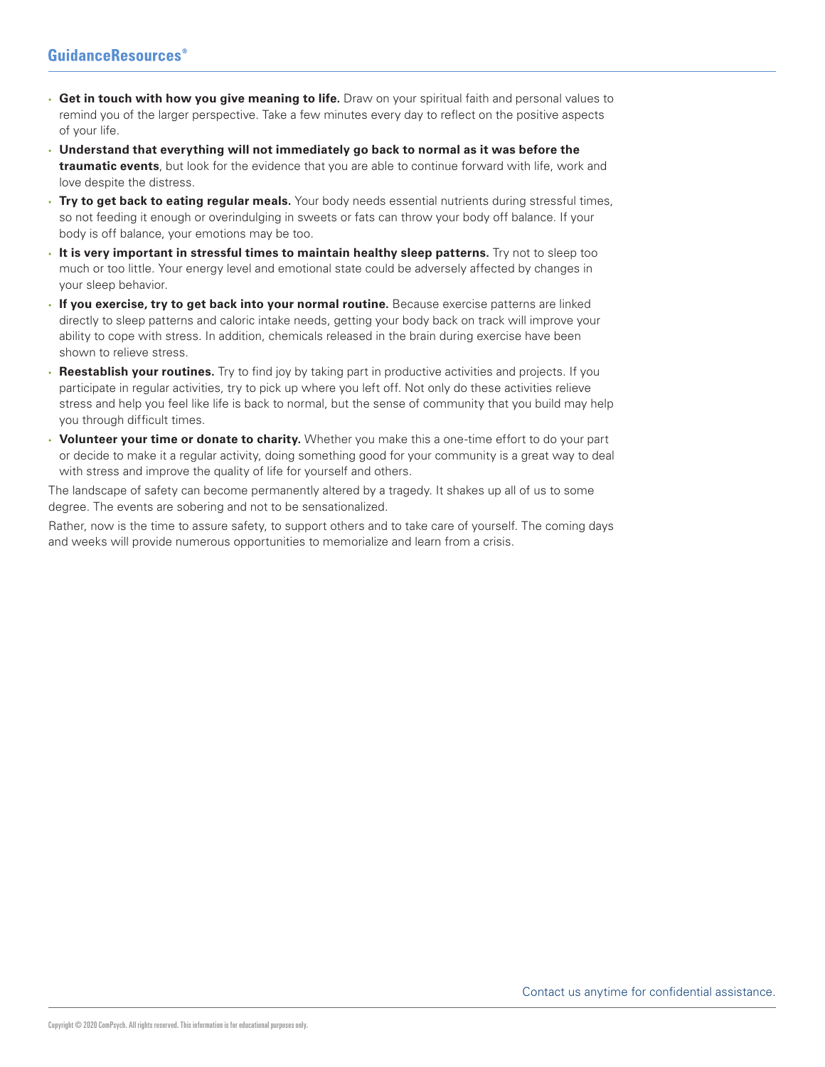- **Get in touch with how you give meaning to life.** Draw on your spiritual faith and personal values to remind you of the larger perspective. Take a few minutes every day to reflect on the positive aspects of your life.
- **Understand that everything will not immediately go back to normal as it was before the traumatic events**, but look for the evidence that you are able to continue forward with life, work and love despite the distress.
- **Try to get back to eating regular meals.** Your body needs essential nutrients during stressful times, so not feeding it enough or overindulging in sweets or fats can throw your body off balance. If your body is off balance, your emotions may be too.
- **It is very important in stressful times to maintain healthy sleep patterns.** Try not to sleep too much or too little. Your energy level and emotional state could be adversely affected by changes in your sleep behavior.
- **If you exercise, try to get back into your normal routine.** Because exercise patterns are linked directly to sleep patterns and caloric intake needs, getting your body back on track will improve your ability to cope with stress. In addition, chemicals released in the brain during exercise have been shown to relieve stress.
- **Reestablish your routines.** Try to find joy by taking part in productive activities and projects. If you participate in regular activities, try to pick up where you left off. Not only do these activities relieve stress and help you feel like life is back to normal, but the sense of community that you build may help you through difficult times.
- **Volunteer your time or donate to charity.** Whether you make this a one-time effort to do your part or decide to make it a regular activity, doing something good for your community is a great way to deal with stress and improve the quality of life for yourself and others.

The landscape of safety can become permanently altered by a tragedy. It shakes up all of us to some degree. The events are sobering and not to be sensationalized.

Rather, now is the time to assure safety, to support others and to take care of yourself. The coming days and weeks will provide numerous opportunities to memorialize and learn from a crisis.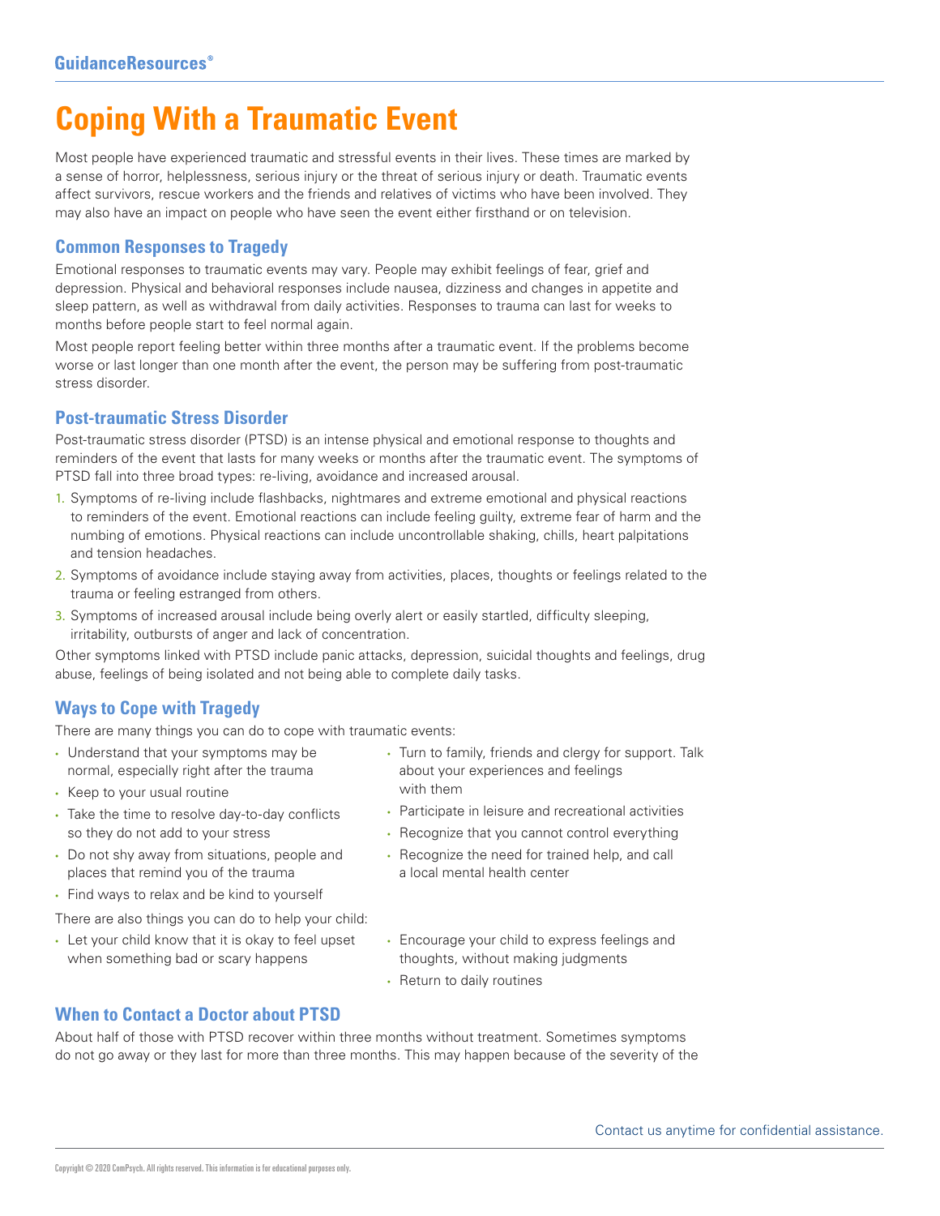# Coping With a Traumatic Event

Most people have experienced traumatic and stressful events in their lives. These times are marked by a sense of horror, helplessness, serious injury or the threat of serious injury or death. Traumatic events affect survivors, rescue workers and the friends and relatives of victims who have been involved. They may also have an impact on people who have seen the event either firsthand or on television.

## Common Responses to Tragedy

Emotional responses to traumatic events may vary. People may exhibit feelings of fear, grief and depression. Physical and behavioral responses include nausea, dizziness and changes in appetite and sleep pattern, as well as withdrawal from daily activities. Responses to trauma can last for weeks to months before people start to feel normal again.

Most people report feeling better within three months after a traumatic event. If the problems become worse or last longer than one month after the event, the person may be suffering from post-traumatic stress disorder.

## Post-traumatic Stress Disorder

Post-traumatic stress disorder (PTSD) is an intense physical and emotional response to thoughts and reminders of the event that lasts for many weeks or months after the traumatic event. The symptoms of PTSD fall into three broad types: re-living, avoidance and increased arousal.

1. Symptoms of re-living include flashbacks, nightmares and extreme emotional and physical reactions to reminders of the event. Emotional reactions can include feeling guilty, extreme fear of harm and the numbing of emotions. Physical reactions can include uncontrollable shaking, chills, heart palpitations and tension headaches.
2. Symptoms of avoidance include staying away from activities, places, thoughts or feelings related to the trauma or feeling estranged from others.
3. Symptoms of increased arousal include being overly alert or easily startled, difficulty sleeping, irritability, outbursts of anger and lack of concentration.

Other symptoms linked with PTSD include panic attacks, depression, suicidal thoughts and feelings, drug abuse, feelings of being isolated and not being able to complete daily tasks.

## Ways to Cope with Tragedy

There are many things you can do to cope with traumatic events:

- Understand that your symptoms may be normal, especially right after the trauma
- Keep to your usual routine
- Take the time to resolve day-to-day conflicts so they do not add to your stress
- Do not shy away from situations, people and places that remind you of the trauma
- Find ways to relax and be kind to yourself
- Turn to family, friends and clergy for support. Talk about your experiences and feelings with them
- Participate in leisure and recreational activities
- Recognize that you cannot control everything
- Recognize the need for trained help, and call a local mental health center

There are also things you can do to help your child:

- Let your child know that it is okay to feel upset when something bad or scary happens
- Encourage your child to express feelings and thoughts, without making judgments
- Return to daily routines

## When to Contact a Doctor about PTSD

About half of those with PTSD recover within three months without treatment. Sometimes symptoms do not go away or they last for more than three months. This may happen because of the severity of the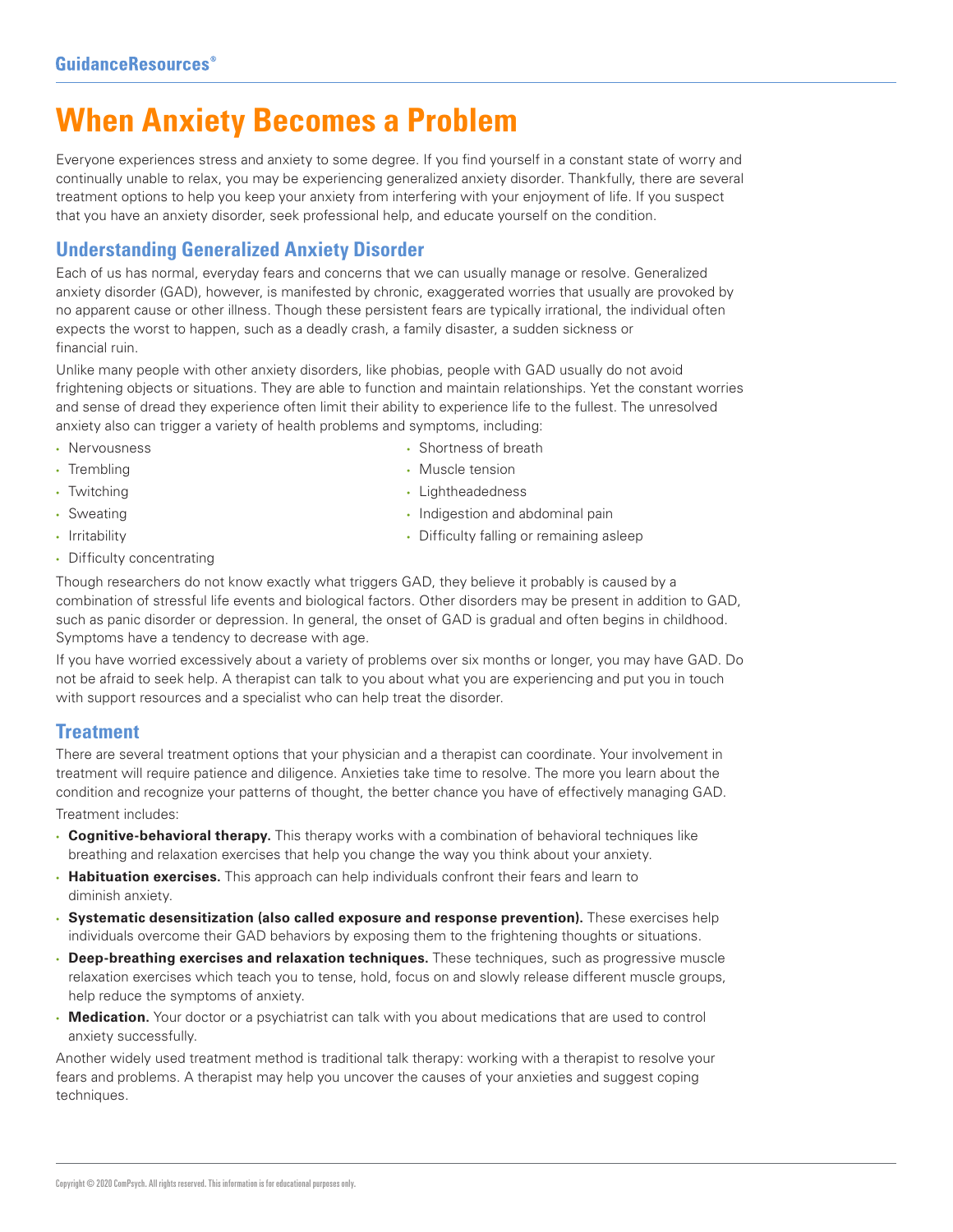# When Anxiety Becomes a Problem

Everyone experiences stress and anxiety to some degree. If you find yourself in a constant state of worry and continually unable to relax, you may be experiencing generalized anxiety disorder. Thankfully, there are several treatment options to help you keep your anxiety from interfering with your enjoyment of life. If you suspect that you have an anxiety disorder, seek professional help, and educate yourself on the condition.

## Understanding Generalized Anxiety Disorder

Each of us has normal, everyday fears and concerns that we can usually manage or resolve. Generalized anxiety disorder (GAD), however, is manifested by chronic, exaggerated worries that usually are provoked by no apparent cause or other illness. Though these persistent fears are typically irrational, the individual often expects the worst to happen, such as a deadly crash, a family disaster, a sudden sickness or financial ruin.

Unlike many people with other anxiety disorders, like phobias, people with GAD usually do not avoid frightening objects or situations. They are able to function and maintain relationships. Yet the constant worries and sense of dread they experience often limit their ability to experience life to the fullest. The unresolved anxiety also can trigger a variety of health problems and symptoms, including:

- Nervousness
- Trembling
- Twitching
- Sweating
- Irritability
- Difficulty concentrating
- Shortness of breath
- Muscle tension
- Lightheadedness
- Indigestion and abdominal pain
- Difficulty falling or remaining asleep

Though researchers do not know exactly what triggers GAD, they believe it probably is caused by a combination of stressful life events and biological factors. Other disorders may be present in addition to GAD, such as panic disorder or depression. In general, the onset of GAD is gradual and often begins in childhood. Symptoms have a tendency to decrease with age.

If you have worried excessively about a variety of problems over six months or longer, you may have GAD. Do not be afraid to seek help. A therapist can talk to you about what you are experiencing and put you in touch with support resources and a specialist who can help treat the disorder.

## Treatment

There are several treatment options that your physician and a therapist can coordinate. Your involvement in treatment will require patience and diligence. Anxieties take time to resolve. The more you learn about the condition and recognize your patterns of thought, the better chance you have of effectively managing GAD.

Treatment includes:

- **Cognitive-behavioral therapy.** This therapy works with a combination of behavioral techniques like breathing and relaxation exercises that help you change the way you think about your anxiety.
- **Habituation exercises.** This approach can help individuals confront their fears and learn to diminish anxiety.
- **Systematic desensitization (also called exposure and response prevention).** These exercises help individuals overcome their GAD behaviors by exposing them to the frightening thoughts or situations.
- **Deep-breathing exercises and relaxation techniques.** These techniques, such as progressive muscle relaxation exercises which teach you to tense, hold, focus on and slowly release different muscle groups, help reduce the symptoms of anxiety.
- **Medication.** Your doctor or a psychiatrist can talk with you about medications that are used to control anxiety successfully.

Another widely used treatment method is traditional talk therapy: working with a therapist to resolve your fears and problems. A therapist may help you uncover the causes of your anxieties and suggest coping techniques.

Copyright © 2020 ComPsych. All rights reserved. This information is for educational purposes only.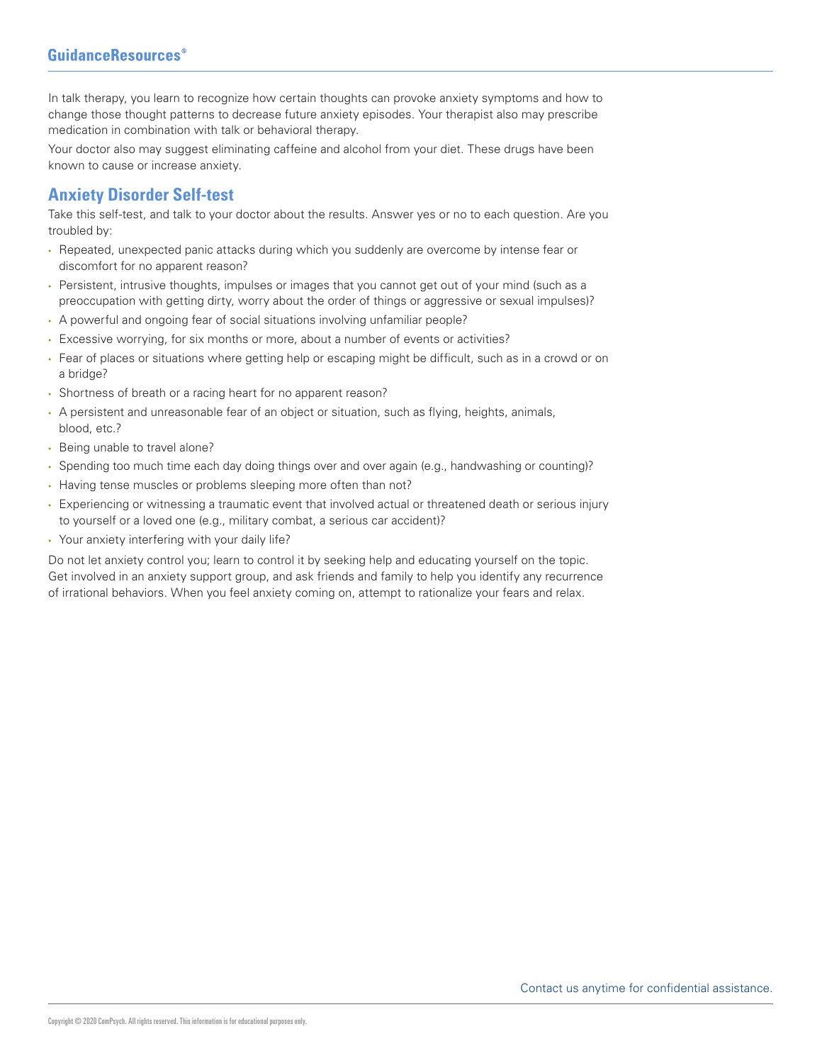In talk therapy, you learn to recognize how certain thoughts can provoke anxiety symptoms and how to change those thought patterns to decrease future anxiety episodes. Your therapist also may prescribe medication in combination with talk or behavioral therapy.

Your doctor also may suggest eliminating caffeine and alcohol from your diet. These drugs have been known to cause or increase anxiety.

## Anxiety Disorder Self-test

Take this self-test, and talk to your doctor about the results. Answer yes or no to each question. Are you troubled by:

- Repeated, unexpected panic attacks during which you suddenly are overcome by intense fear or discomfort for no apparent reason?
- Persistent, intrusive thoughts, impulses or images that you cannot get out of your mind (such as a preoccupation with getting dirty, worry about the order of things or aggressive or sexual impulses)?
- A powerful and ongoing fear of social situations involving unfamiliar people?
- Excessive worrying, for six months or more, about a number of events or activities?
- Fear of places or situations where getting help or escaping might be difficult, such as in a crowd or on a bridge?
- Shortness of breath or a racing heart for no apparent reason?
- A persistent and unreasonable fear of an object or situation, such as flying, heights, animals, blood, etc.?
- Being unable to travel alone?
- Spending too much time each day doing things over and over again (e.g., handwashing or counting)?
- Having tense muscles or problems sleeping more often than not?
- Experiencing or witnessing a traumatic event that involved actual or threatened death or serious injury to yourself or a loved one (e.g., military combat, a serious car accident)?
- Your anxiety interfering with your daily life?

Do not let anxiety control you; learn to control it by seeking help and educating yourself on the topic. Get involved in an anxiety support group, and ask friends and family to help you identify any recurrence of irrational behaviors. When you feel anxiety coming on, attempt to rationalize your fears and relax.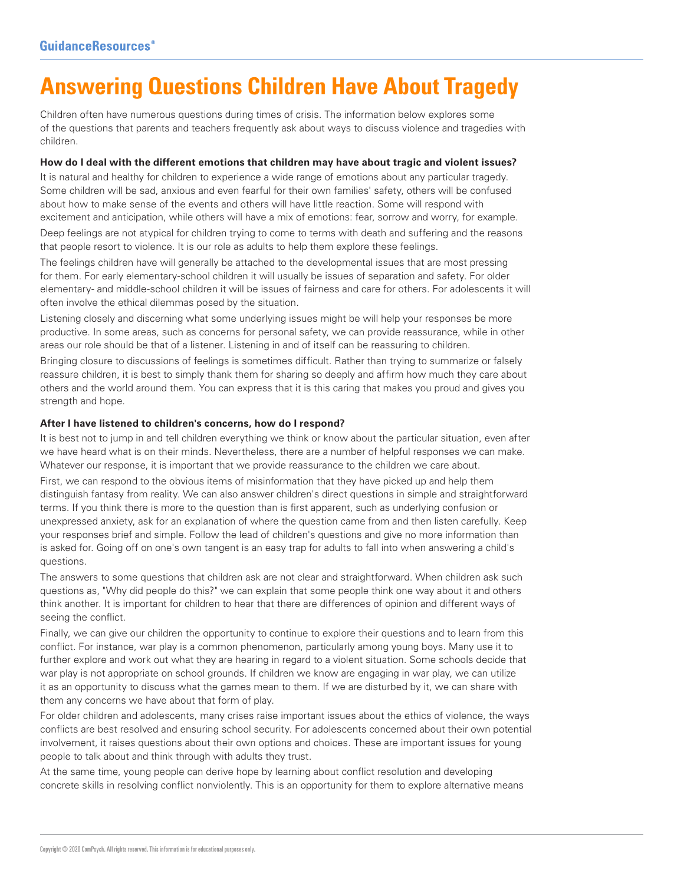# Answering Questions Children Have About Tragedy

Children often have numerous questions during times of crisis. The information below explores some of the questions that parents and teachers frequently ask about ways to discuss violence and tragedies with children.

**How do I deal with the different emotions that children may have about tragic and violent issues?**

It is natural and healthy for children to experience a wide range of emotions about any particular tragedy. Some children will be sad, anxious and even fearful for their own families' safety, others will be confused about how to make sense of the events and others will have little reaction. Some will respond with excitement and anticipation, while others will have a mix of emotions: fear, sorrow and worry, for example.

Deep feelings are not atypical for children trying to come to terms with death and suffering and the reasons that people resort to violence. It is our role as adults to help them explore these feelings.

The feelings children have will generally be attached to the developmental issues that are most pressing for them. For early elementary-school children it will usually be issues of separation and safety. For older elementary- and middle-school children it will be issues of fairness and care for others. For adolescents it will often involve the ethical dilemmas posed by the situation.

Listening closely and discerning what some underlying issues might be will help your responses be more productive. In some areas, such as concerns for personal safety, we can provide reassurance, while in other areas our role should be that of a listener. Listening in and of itself can be reassuring to children.

Bringing closure to discussions of feelings is sometimes difficult. Rather than trying to summarize or falsely reassure children, it is best to simply thank them for sharing so deeply and affirm how much they care about others and the world around them. You can express that it is this caring that makes you proud and gives you strength and hope.

**After I have listened to children's concerns, how do I respond?**

It is best not to jump in and tell children everything we think or know about the particular situation, even after we have heard what is on their minds. Nevertheless, there are a number of helpful responses we can make. Whatever our response, it is important that we provide reassurance to the children we care about.

First, we can respond to the obvious items of misinformation that they have picked up and help them distinguish fantasy from reality. We can also answer children's direct questions in simple and straightforward terms. If you think there is more to the question than is first apparent, such as underlying confusion or unexpressed anxiety, ask for an explanation of where the question came from and then listen carefully. Keep your responses brief and simple. Follow the lead of children's questions and give no more information than is asked for. Going off on one's own tangent is an easy trap for adults to fall into when answering a child's questions.

The answers to some questions that children ask are not clear and straightforward. When children ask such questions as, "Why did people do this?" we can explain that some people think one way about it and others think another. It is important for children to hear that there are differences of opinion and different ways of seeing the conflict.

Finally, we can give our children the opportunity to continue to explore their questions and to learn from this conflict. For instance, war play is a common phenomenon, particularly among young boys. Many use it to further explore and work out what they are hearing in regard to a violent situation. Some schools decide that war play is not appropriate on school grounds. If children we know are engaging in war play, we can utilize it as an opportunity to discuss what the games mean to them. If we are disturbed by it, we can share with them any concerns we have about that form of play.

For older children and adolescents, many crises raise important issues about the ethics of violence, the ways conflicts are best resolved and ensuring school security. For adolescents concerned about their own potential involvement, it raises questions about their own options and choices. These are important issues for young people to talk about and think through with adults they trust.

At the same time, young people can derive hope by learning about conflict resolution and developing concrete skills in resolving conflict nonviolently. This is an opportunity for them to explore alternative means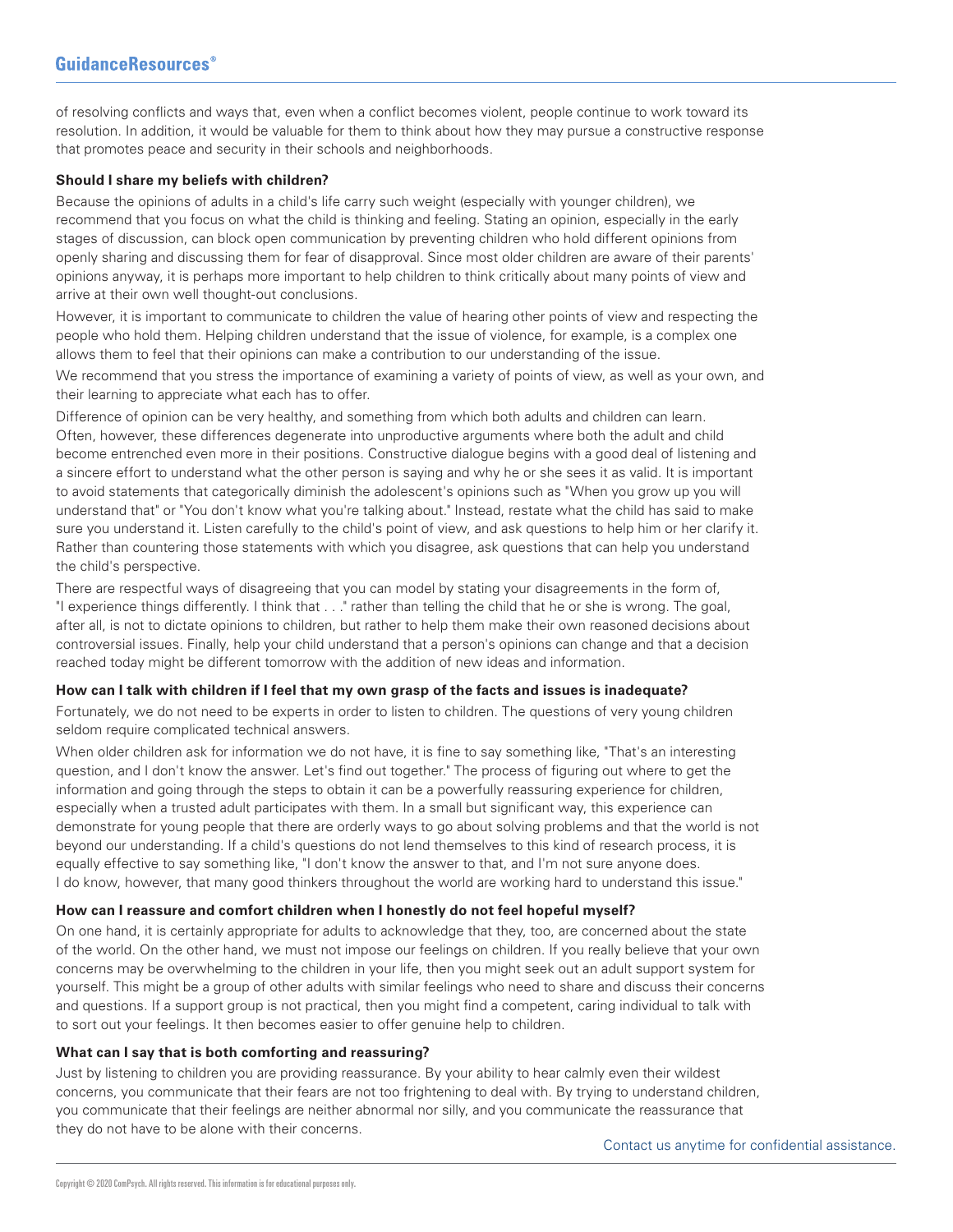of resolving conflicts and ways that, even when a conflict becomes violent, people continue to work toward its resolution. In addition, it would be valuable for them to think about how they may pursue a constructive response that promotes peace and security in their schools and neighborhoods.

**Should I share my beliefs with children?**

Because the opinions of adults in a child's life carry such weight (especially with younger children), we recommend that you focus on what the child is thinking and feeling. Stating an opinion, especially in the early stages of discussion, can block open communication by preventing children who hold different opinions from openly sharing and discussing them for fear of disapproval. Since most older children are aware of their parents' opinions anyway, it is perhaps more important to help children to think critically about many points of view and arrive at their own well thought-out conclusions.

However, it is important to communicate to children the value of hearing other points of view and respecting the people who hold them. Helping children understand that the issue of violence, for example, is a complex one allows them to feel that their opinions can make a contribution to our understanding of the issue.

We recommend that you stress the importance of examining a variety of points of view, as well as your own, and their learning to appreciate what each has to offer.

Difference of opinion can be very healthy, and something from which both adults and children can learn. Often, however, these differences degenerate into unproductive arguments where both the adult and child become entrenched even more in their positions. Constructive dialogue begins with a good deal of listening and a sincere effort to understand what the other person is saying and why he or she sees it as valid. It is important to avoid statements that categorically diminish the adolescent's opinions such as "When you grow up you will understand that" or "You don't know what you're talking about." Instead, restate what the child has said to make sure you understand it. Listen carefully to the child's point of view, and ask questions to help him or her clarify it. Rather than countering those statements with which you disagree, ask questions that can help you understand the child's perspective.

There are respectful ways of disagreeing that you can model by stating your disagreements in the form of, "I experience things differently. I think that . . ." rather than telling the child that he or she is wrong. The goal, after all, is not to dictate opinions to children, but rather to help them make their own reasoned decisions about controversial issues. Finally, help your child understand that a person's opinions can change and that a decision reached today might be different tomorrow with the addition of new ideas and information.

**How can I talk with children if I feel that my own grasp of the facts and issues is inadequate?**

Fortunately, we do not need to be experts in order to listen to children. The questions of very young children seldom require complicated technical answers.

When older children ask for information we do not have, it is fine to say something like, "That's an interesting question, and I don't know the answer. Let's find out together." The process of figuring out where to get the information and going through the steps to obtain it can be a powerfully reassuring experience for children, especially when a trusted adult participates with them. In a small but significant way, this experience can demonstrate for young people that there are orderly ways to go about solving problems and that the world is not beyond our understanding. If a child's questions do not lend themselves to this kind of research process, it is equally effective to say something like, "I don't know the answer to that, and I'm not sure anyone does. I do know, however, that many good thinkers throughout the world are working hard to understand this issue."

**How can I reassure and comfort children when I honestly do not feel hopeful myself?**

On one hand, it is certainly appropriate for adults to acknowledge that they, too, are concerned about the state of the world. On the other hand, we must not impose our feelings on children. If you really believe that your own concerns may be overwhelming to the children in your life, then you might seek out an adult support system for yourself. This might be a group of other adults with similar feelings who need to share and discuss their concerns and questions. If a support group is not practical, then you might find a competent, caring individual to talk with to sort out your feelings. It then becomes easier to offer genuine help to children.

**What can I say that is both comforting and reassuring?**

Just by listening to children you are providing reassurance. By your ability to hear calmly even their wildest concerns, you communicate that their fears are not too frightening to deal with. By trying to understand children, you communicate that their feelings are neither abnormal nor silly, and you communicate the reassurance that they do not have to be alone with their concerns.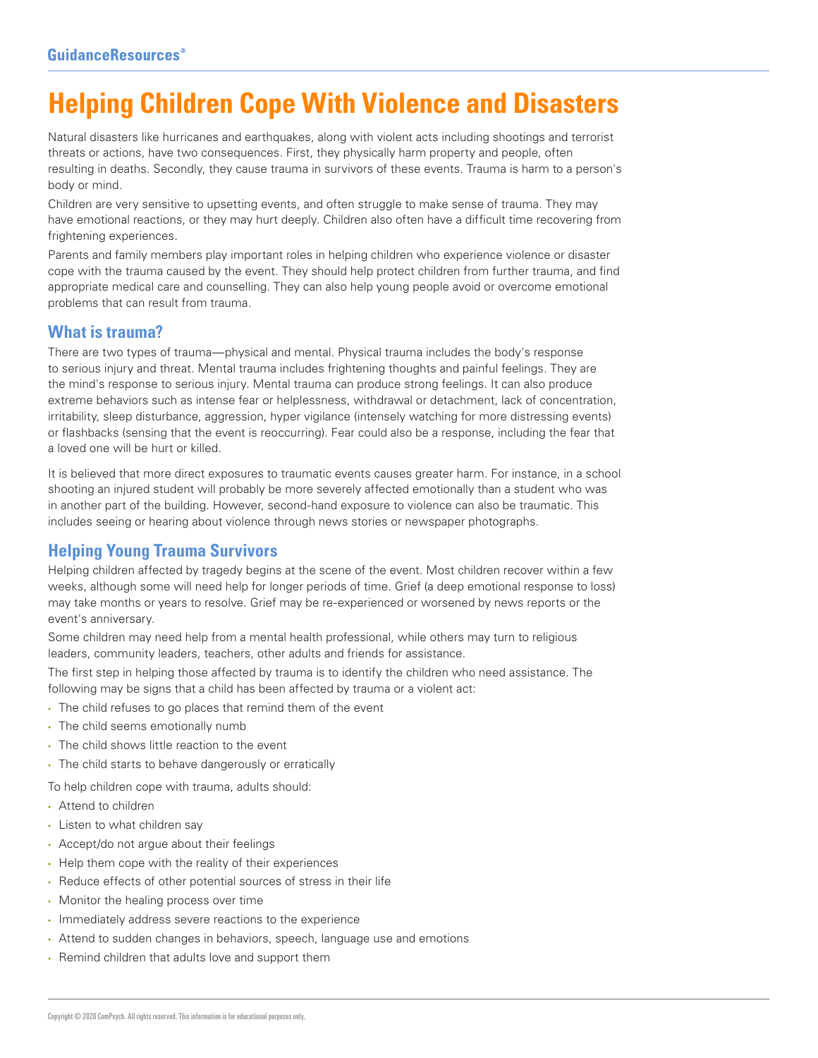# Helping Children Cope With Violence and Disasters

Natural disasters like hurricanes and earthquakes, along with violent acts including shootings and terrorist threats or actions, have two consequences. First, they physically harm property and people, often resulting in deaths. Secondly, they cause trauma in survivors of these events. Trauma is harm to a person's body or mind.

Children are very sensitive to upsetting events, and often struggle to make sense of trauma. They may have emotional reactions, or they may hurt deeply. Children also often have a difficult time recovering from frightening experiences.

Parents and family members play important roles in helping children who experience violence or disaster cope with the trauma caused by the event. They should help protect children from further trauma, and find appropriate medical care and counselling. They can also help young people avoid or overcome emotional problems that can result from trauma.

## What is trauma?

There are two types of trauma—physical and mental. Physical trauma includes the body's response to serious injury and threat. Mental trauma includes frightening thoughts and painful feelings. They are the mind's response to serious injury. Mental trauma can produce strong feelings. It can also produce extreme behaviors such as intense fear or helplessness, withdrawal or detachment, lack of concentration, irritability, sleep disturbance, aggression, hyper vigilance (intensely watching for more distressing events) or flashbacks (sensing that the event is reoccurring). Fear could also be a response, including the fear that a loved one will be hurt or killed.

It is believed that more direct exposures to traumatic events causes greater harm. For instance, in a school shooting an injured student will probably be more severely affected emotionally than a student who was in another part of the building. However, second-hand exposure to violence can also be traumatic. This includes seeing or hearing about violence through news stories or newspaper photographs.

## Helping Young Trauma Survivors

Helping children affected by tragedy begins at the scene of the event. Most children recover within a few weeks, although some will need help for longer periods of time. Grief (a deep emotional response to loss) may take months or years to resolve. Grief may be re-experienced or worsened by news reports or the event's anniversary.

Some children may need help from a mental health professional, while others may turn to religious leaders, community leaders, teachers, other adults and friends for assistance.

The first step in helping those affected by trauma is to identify the children who need assistance. The following may be signs that a child has been affected by trauma or a violent act:

- The child refuses to go places that remind them of the event
- The child seems emotionally numb
- The child shows little reaction to the event
- The child starts to behave dangerously or erratically

To help children cope with trauma, adults should:

- Attend to children
- Listen to what children say
- Accept/do not argue about their feelings
- Help them cope with the reality of their experiences
- Reduce effects of other potential sources of stress in their life
- Monitor the healing process over time
- Immediately address severe reactions to the experience
- Attend to sudden changes in behaviors, speech, language use and emotions
- Remind children that adults love and support them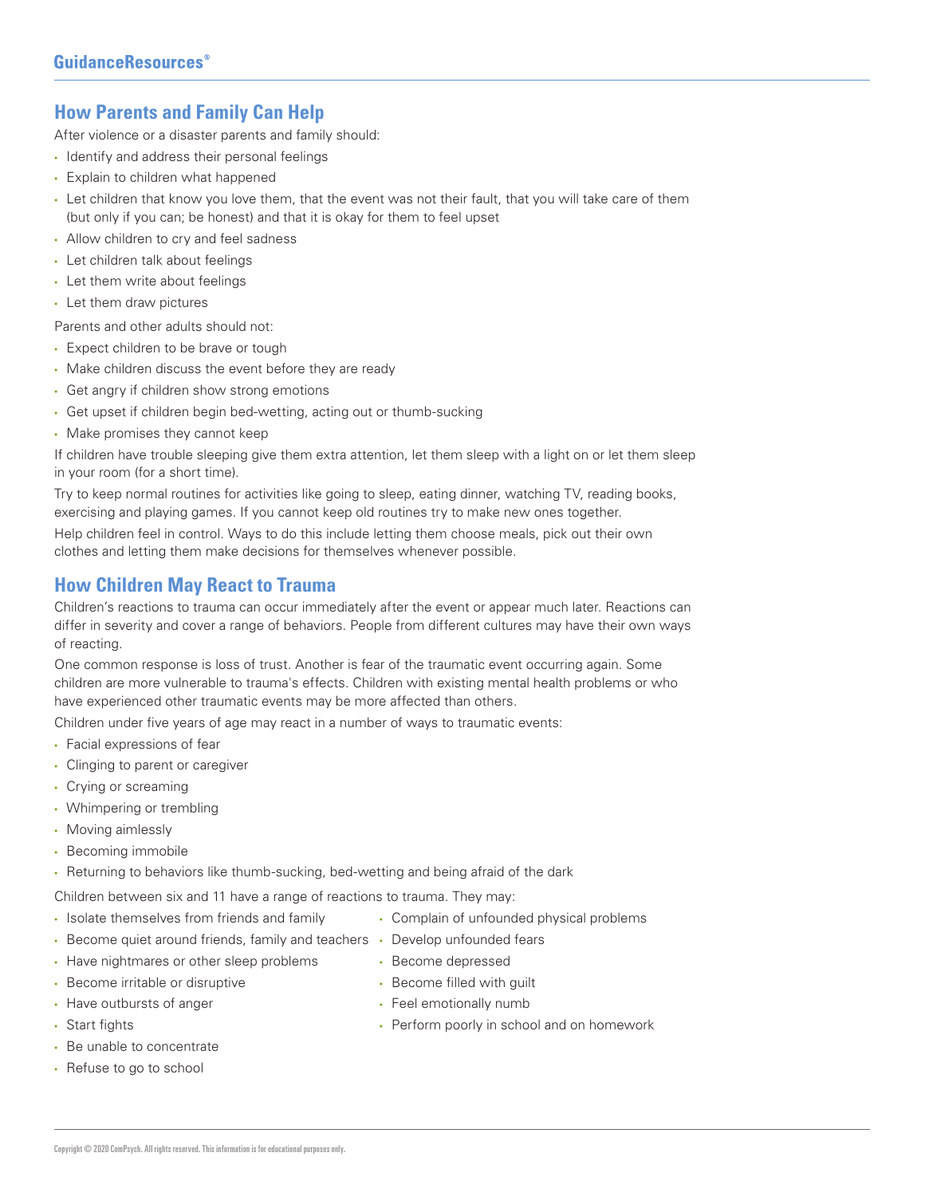## How Parents and Family Can Help

After violence or a disaster parents and family should:

- Identify and address their personal feelings
- Explain to children what happened
- Let children that know you love them, that the event was not their fault, that you will take care of them (but only if you can; be honest) and that it is okay for them to feel upset
- Allow children to cry and feel sadness
- Let children talk about feelings
- Let them write about feelings
- Let them draw pictures

Parents and other adults should not:

- Expect children to be brave or tough
- Make children discuss the event before they are ready
- Get angry if children show strong emotions
- Get upset if children begin bed-wetting, acting out or thumb-sucking
- Make promises they cannot keep

If children have trouble sleeping give them extra attention, let them sleep with a light on or let them sleep in your room (for a short time).

Try to keep normal routines for activities like going to sleep, eating dinner, watching TV, reading books, exercising and playing games. If you cannot keep old routines try to make new ones together.

Help children feel in control. Ways to do this include letting them choose meals, pick out their own clothes and letting them make decisions for themselves whenever possible.

## How Children May React to Trauma

Children's reactions to trauma can occur immediately after the event or appear much later. Reactions can differ in severity and cover a range of behaviors. People from different cultures may have their own ways of reacting.

One common response is loss of trust. Another is fear of the traumatic event occurring again. Some children are more vulnerable to trauma's effects. Children with existing mental health problems or who have experienced other traumatic events may be more affected than others.

Children under five years of age may react in a number of ways to traumatic events:

- Facial expressions of fear
- Clinging to parent or caregiver
- Crying or screaming
- Whimpering or trembling
- Moving aimlessly
- Becoming immobile
- Returning to behaviors like thumb-sucking, bed-wetting and being afraid of the dark

Children between six and 11 have a range of reactions to trauma. They may:

- Isolate themselves from friends and family
- Become quiet around friends, family and teachers
- Have nightmares or other sleep problems
- Become irritable or disruptive
- Have outbursts of anger
- Start fights
- Be unable to concentrate
- Refuse to go to school
- Complain of unfounded physical problems
- Develop unfounded fears
- Become depressed
- Become filled with guilt
- Feel emotionally numb
- Perform poorly in school and on homework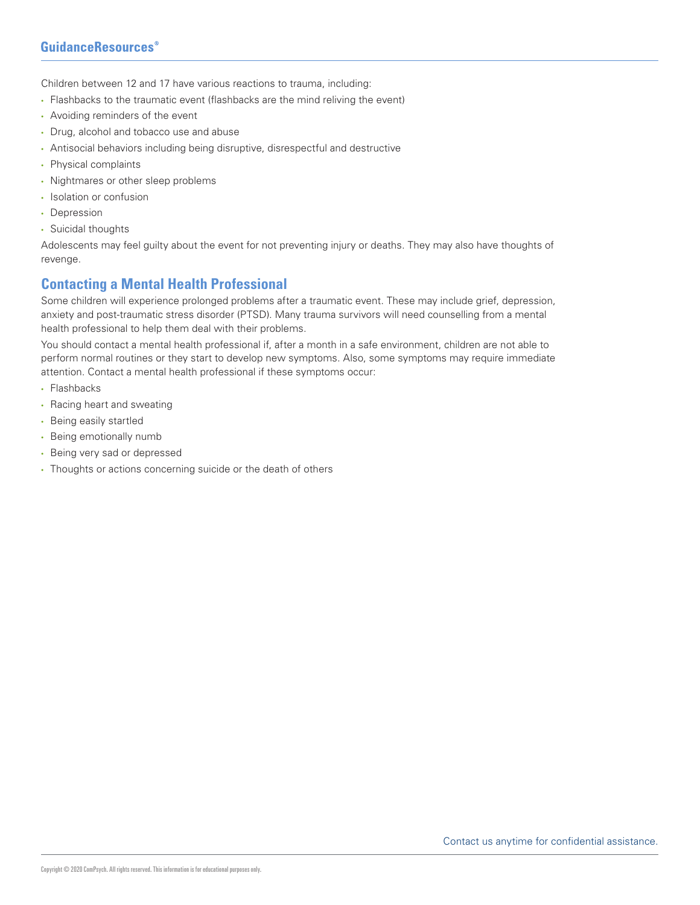Children between 12 and 17 have various reactions to trauma, including:

- Flashbacks to the traumatic event (flashbacks are the mind reliving the event)
- Avoiding reminders of the event
- Drug, alcohol and tobacco use and abuse
- Antisocial behaviors including being disruptive, disrespectful and destructive
- Physical complaints
- Nightmares or other sleep problems
- Isolation or confusion
- Depression
- Suicidal thoughts

Adolescents may feel guilty about the event for not preventing injury or deaths. They may also have thoughts of revenge.

## Contacting a Mental Health Professional

Some children will experience prolonged problems after a traumatic event. These may include grief, depression, anxiety and post-traumatic stress disorder (PTSD). Many trauma survivors will need counselling from a mental health professional to help them deal with their problems.

You should contact a mental health professional if, after a month in a safe environment, children are not able to perform normal routines or they start to develop new symptoms. Also, some symptoms may require immediate attention. Contact a mental health professional if these symptoms occur:

- Flashbacks
- Racing heart and sweating
- Being easily startled
- Being emotionally numb
- Being very sad or depressed
- Thoughts or actions concerning suicide or the death of others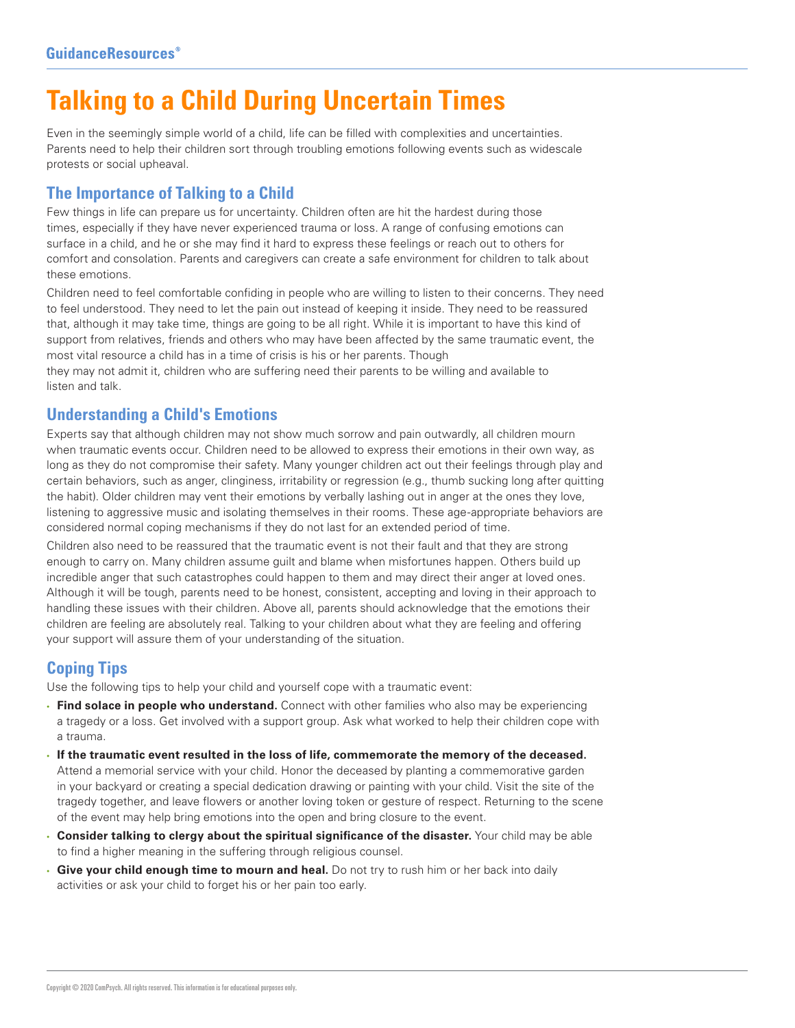# Talking to a Child During Uncertain Times

Even in the seemingly simple world of a child, life can be filled with complexities and uncertainties. Parents need to help their children sort through troubling emotions following events such as widescale protests or social upheaval.

## The Importance of Talking to a Child

Few things in life can prepare us for uncertainty. Children often are hit the hardest during those times, especially if they have never experienced trauma or loss. A range of confusing emotions can surface in a child, and he or she may find it hard to express these feelings or reach out to others for comfort and consolation. Parents and caregivers can create a safe environment for children to talk about these emotions.

Children need to feel comfortable confiding in people who are willing to listen to their concerns. They need to feel understood. They need to let the pain out instead of keeping it inside. They need to be reassured that, although it may take time, things are going to be all right. While it is important to have this kind of support from relatives, friends and others who may have been affected by the same traumatic event, the most vital resource a child has in a time of crisis is his or her parents. Though they may not admit it, children who are suffering need their parents to be willing and available to listen and talk.

## Understanding a Child's Emotions

Experts say that although children may not show much sorrow and pain outwardly, all children mourn when traumatic events occur. Children need to be allowed to express their emotions in their own way, as long as they do not compromise their safety. Many younger children act out their feelings through play and certain behaviors, such as anger, clinginess, irritability or regression (e.g., thumb sucking long after quitting the habit). Older children may vent their emotions by verbally lashing out in anger at the ones they love, listening to aggressive music and isolating themselves in their rooms. These age-appropriate behaviors are considered normal coping mechanisms if they do not last for an extended period of time.

Children also need to be reassured that the traumatic event is not their fault and that they are strong enough to carry on. Many children assume guilt and blame when misfortunes happen. Others build up incredible anger that such catastrophes could happen to them and may direct their anger at loved ones. Although it will be tough, parents need to be honest, consistent, accepting and loving in their approach to handling these issues with their children. Above all, parents should acknowledge that the emotions their children are feeling are absolutely real. Talking to your children about what they are feeling and offering your support will assure them of your understanding of the situation.

## Coping Tips

Use the following tips to help your child and yourself cope with a traumatic event:

- **Find solace in people who understand.** Connect with other families who also may be experiencing a tragedy or a loss. Get involved with a support group. Ask what worked to help their children cope with a trauma.
- **If the traumatic event resulted in the loss of life, commemorate the memory of the deceased.** Attend a memorial service with your child. Honor the deceased by planting a commemorative garden in your backyard or creating a special dedication drawing or painting with your child. Visit the site of the tragedy together, and leave flowers or another loving token or gesture of respect. Returning to the scene of the event may help bring emotions into the open and bring closure to the event.
- **Consider talking to clergy about the spiritual significance of the disaster.** Your child may be able to find a higher meaning in the suffering through religious counsel.
- **Give your child enough time to mourn and heal.** Do not try to rush him or her back into daily activities or ask your child to forget his or her pain too early.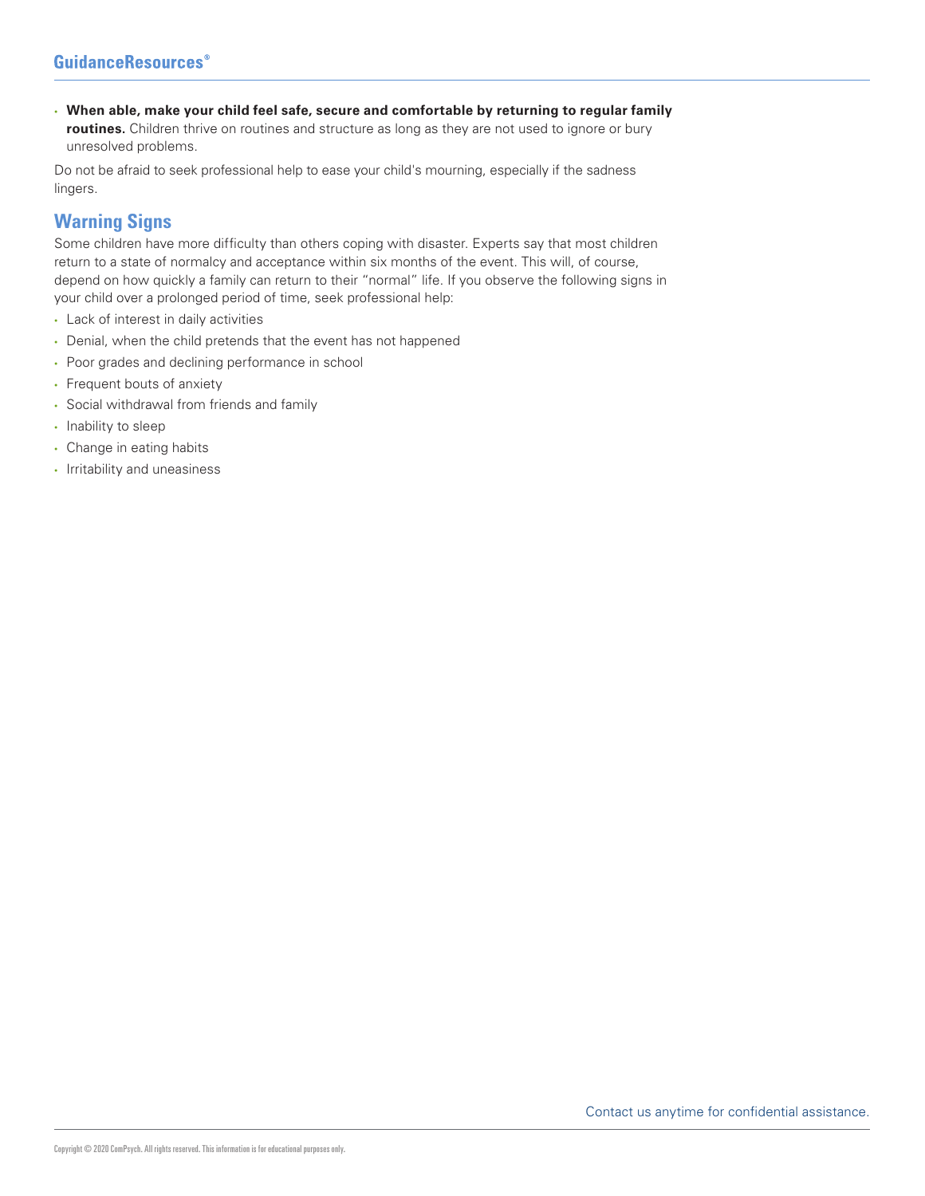- **When able, make your child feel safe, secure and comfortable by returning to regular family routines.** Children thrive on routines and structure as long as they are not used to ignore or bury unresolved problems.

Do not be afraid to seek professional help to ease your child's mourning, especially if the sadness lingers.

## Warning Signs

Some children have more difficulty than others coping with disaster. Experts say that most children return to a state of normalcy and acceptance within six months of the event. This will, of course, depend on how quickly a family can return to their "normal" life. If you observe the following signs in your child over a prolonged period of time, seek professional help:

- Lack of interest in daily activities
- Denial, when the child pretends that the event has not happened
- Poor grades and declining performance in school
- Frequent bouts of anxiety
- Social withdrawal from friends and family
- Inability to sleep
- Change in eating habits
- Irritability and uneasiness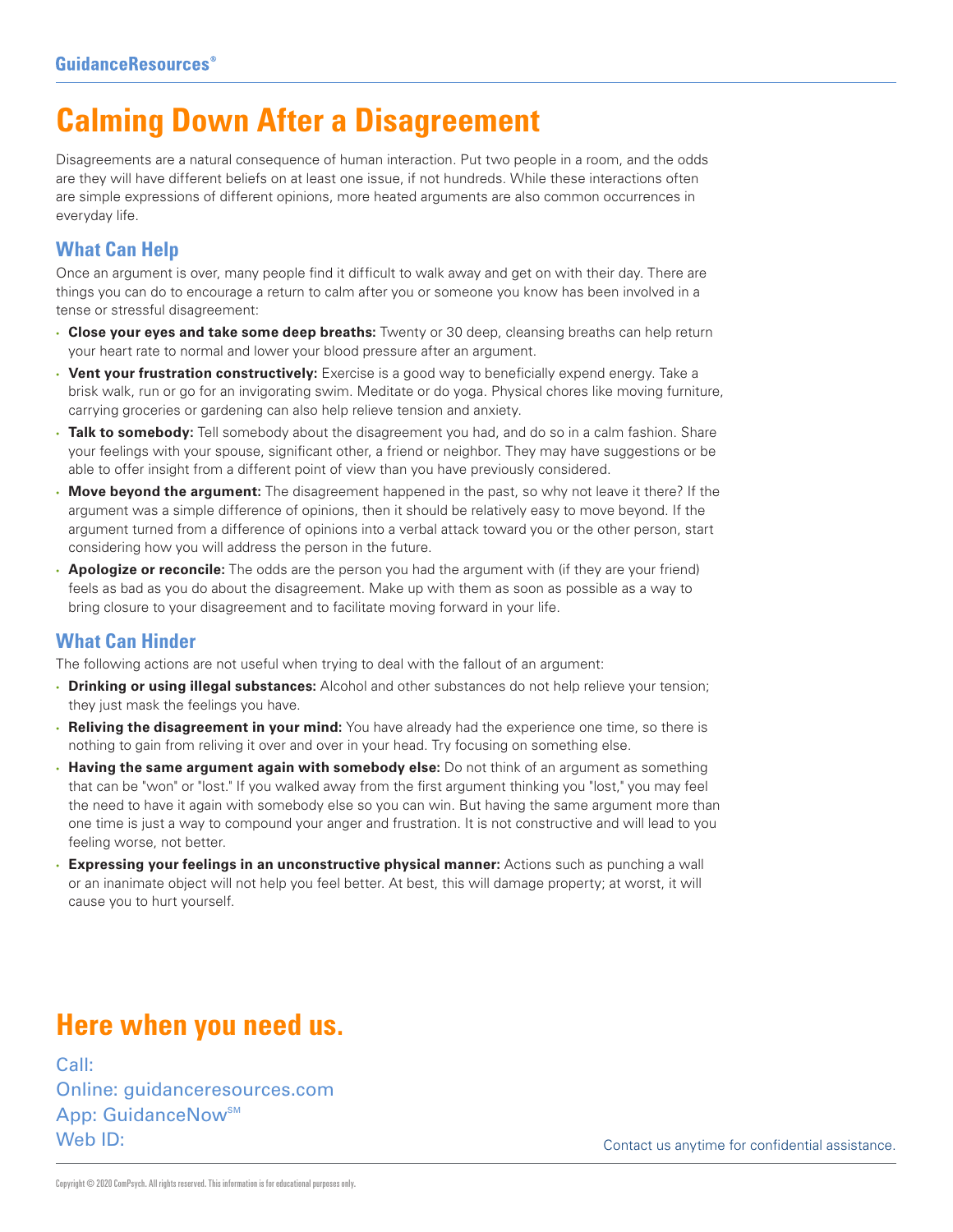GuidanceResources®

# Calming Down After a Disagreement

Disagreements are a natural consequence of human interaction. Put two people in a room, and the odds are they will have different beliefs on at least one issue, if not hundreds. While these interactions often are simple expressions of different opinions, more heated arguments are also common occurrences in everyday life.

## What Can Help

Once an argument is over, many people find it difficult to walk away and get on with their day. There are things you can do to encourage a return to calm after you or someone you know has been involved in a tense or stressful disagreement:

- **Close your eyes and take some deep breaths:** Twenty or 30 deep, cleansing breaths can help return your heart rate to normal and lower your blood pressure after an argument.
- **Vent your frustration constructively:** Exercise is a good way to beneficially expend energy. Take a brisk walk, run or go for an invigorating swim. Meditate or do yoga. Physical chores like moving furniture, carrying groceries or gardening can also help relieve tension and anxiety.
- **Talk to somebody:** Tell somebody about the disagreement you had, and do so in a calm fashion. Share your feelings with your spouse, significant other, a friend or neighbor. They may have suggestions or be able to offer insight from a different point of view than you have previously considered.
- **Move beyond the argument:** The disagreement happened in the past, so why not leave it there? If the argument was a simple difference of opinions, then it should be relatively easy to move beyond. If the argument turned from a difference of opinions into a verbal attack toward you or the other person, start considering how you will address the person in the future.
- **Apologize or reconcile:** The odds are the person you had the argument with (if they are your friend) feels as bad as you do about the disagreement. Make up with them as soon as possible as a way to bring closure to your disagreement and to facilitate moving forward in your life.

## What Can Hinder

The following actions are not useful when trying to deal with the fallout of an argument:

- **Drinking or using illegal substances:** Alcohol and other substances do not help relieve your tension; they just mask the feelings you have.
- **Reliving the disagreement in your mind:** You have already had the experience one time, so there is nothing to gain from reliving it over and over in your head. Try focusing on something else.
- **Having the same argument again with somebody else:** Do not think of an argument as something that can be "won" or "lost." If you walked away from the first argument thinking you "lost," you may feel the need to have it again with somebody else so you can win. But having the same argument more than one time is just a way to compound your anger and frustration. It is not constructive and will lead to you feeling worse, not better.
- **Expressing your feelings in an unconstructive physical manner:** Actions such as punching a wall or an inanimate object will not help you feel better. At best, this will damage property; at worst, it will cause you to hurt yourself.

# Here when you need us.

Call:
Online: guidanceresources.com
App: GuidanceNow℠
Web ID:

Contact us anytime for confidential assistance.

Copyright © 2020 ComPsych. All rights reserved. This information is for educational purposes only.